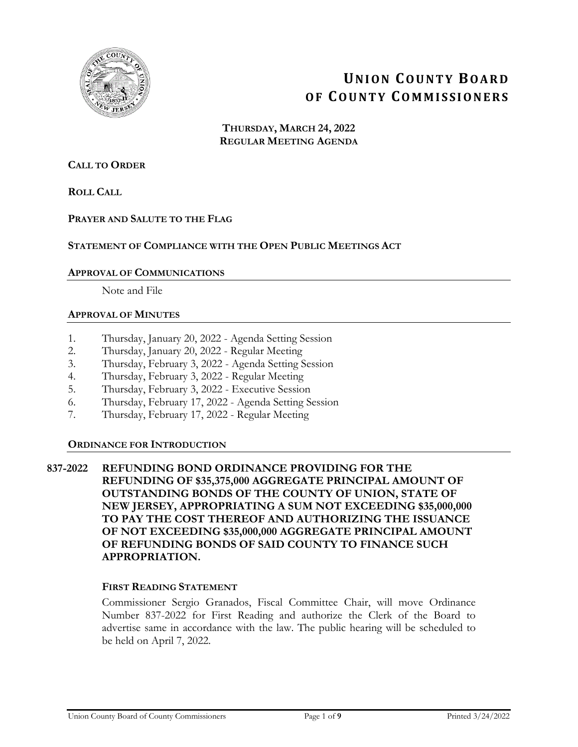# UNION COUNTY BOARD OF COUNTY COMMISSIONERS

**THURSDAY, MARCH 24, 2022**
**REGULAR MEETING AGENDA**

**CALL TO ORDER**

**ROLL CALL**

**PRAYER AND SALUTE TO THE FLAG**

**STATEMENT OF COMPLIANCE WITH THE OPEN PUBLIC MEETINGS ACT**

## APPROVAL OF COMMUNICATIONS

Note and File

## APPROVAL OF MINUTES

1. Thursday, January 20, 2022 - Agenda Setting Session
2. Thursday, January 20, 2022 - Regular Meeting
3. Thursday, February 3, 2022 - Agenda Setting Session
4. Thursday, February 3, 2022 - Regular Meeting
5. Thursday, February 3, 2022 - Executive Session
6. Thursday, February 17, 2022 - Agenda Setting Session
7. Thursday, February 17, 2022 - Regular Meeting

## ORDINANCE FOR INTRODUCTION

**837-2022 REFUNDING BOND ORDINANCE PROVIDING FOR THE REFUNDING OF $35,375,000 AGGREGATE PRINCIPAL AMOUNT OF OUTSTANDING BONDS OF THE COUNTY OF UNION, STATE OF NEW JERSEY, APPROPRIATING A SUM NOT EXCEEDING $35,000,000 TO PAY THE COST THEREOF AND AUTHORIZING THE ISSUANCE OF NOT EXCEEDING $35,000,000 AGGREGATE PRINCIPAL AMOUNT OF REFUNDING BONDS OF SAID COUNTY TO FINANCE SUCH APPROPRIATION.**

**FIRST READING STATEMENT**

Commissioner Sergio Granados, Fiscal Committee Chair, will move Ordinance Number 837-2022 for First Reading and authorize the Clerk of the Board to advertise same in accordance with the law. The public hearing will be scheduled to be held on April 7, 2022.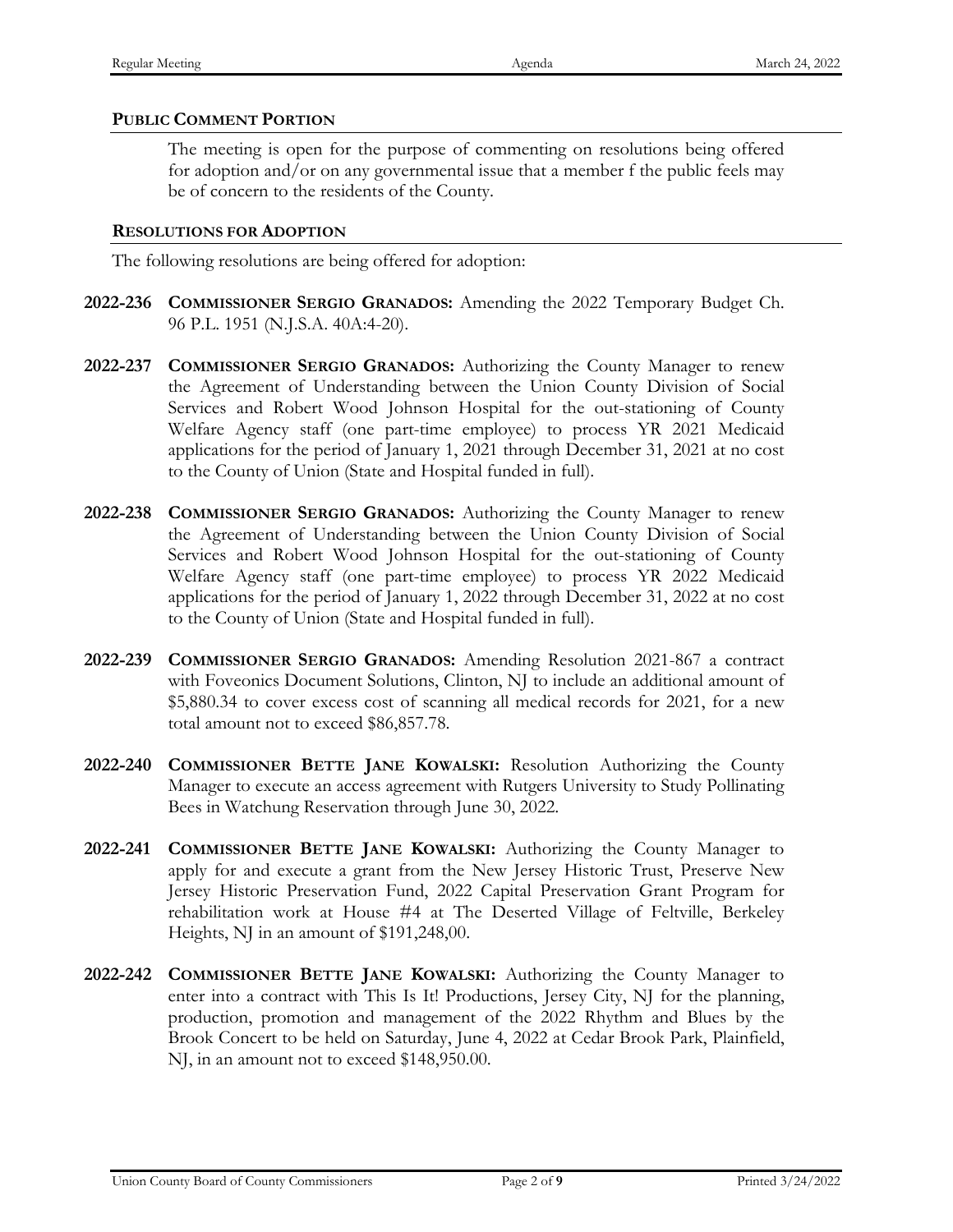## PUBLIC COMMENT PORTION

The meeting is open for the purpose of commenting on resolutions being offered for adoption and/or on any governmental issue that a member f the public feels may be of concern to the residents of the County.

## RESOLUTIONS FOR ADOPTION

The following resolutions are being offered for adoption:

**2022-236** **COMMISSIONER SERGIO GRANADOS:** Amending the 2022 Temporary Budget Ch. 96 P.L. 1951 (N.J.S.A. 40A:4-20).

**2022-237** **COMMISSIONER SERGIO GRANADOS:** Authorizing the County Manager to renew the Agreement of Understanding between the Union County Division of Social Services and Robert Wood Johnson Hospital for the out-stationing of County Welfare Agency staff (one part-time employee) to process YR 2021 Medicaid applications for the period of January 1, 2021 through December 31, 2021 at no cost to the County of Union (State and Hospital funded in full).

**2022-238** **COMMISSIONER SERGIO GRANADOS:** Authorizing the County Manager to renew the Agreement of Understanding between the Union County Division of Social Services and Robert Wood Johnson Hospital for the out-stationing of County Welfare Agency staff (one part-time employee) to process YR 2022 Medicaid applications for the period of January 1, 2022 through December 31, 2022 at no cost to the County of Union (State and Hospital funded in full).

**2022-239** **COMMISSIONER SERGIO GRANADOS:** Amending Resolution 2021-867 a contract with Foveonics Document Solutions, Clinton, NJ to include an additional amount of $5,880.34 to cover excess cost of scanning all medical records for 2021, for a new total amount not to exceed $86,857.78.

**2022-240** **COMMISSIONER BETTE JANE KOWALSKI:** Resolution Authorizing the County Manager to execute an access agreement with Rutgers University to Study Pollinating Bees in Watchung Reservation through June 30, 2022.

**2022-241** **COMMISSIONER BETTE JANE KOWALSKI:** Authorizing the County Manager to apply for and execute a grant from the New Jersey Historic Trust, Preserve New Jersey Historic Preservation Fund, 2022 Capital Preservation Grant Program for rehabilitation work at House #4 at The Deserted Village of Feltville, Berkeley Heights, NJ in an amount of $191,248,00.

**2022-242** **COMMISSIONER BETTE JANE KOWALSKI:** Authorizing the County Manager to enter into a contract with This Is It! Productions, Jersey City, NJ for the planning, production, promotion and management of the 2022 Rhythm and Blues by the Brook Concert to be held on Saturday, June 4, 2022 at Cedar Brook Park, Plainfield, NJ, in an amount not to exceed $148,950.00.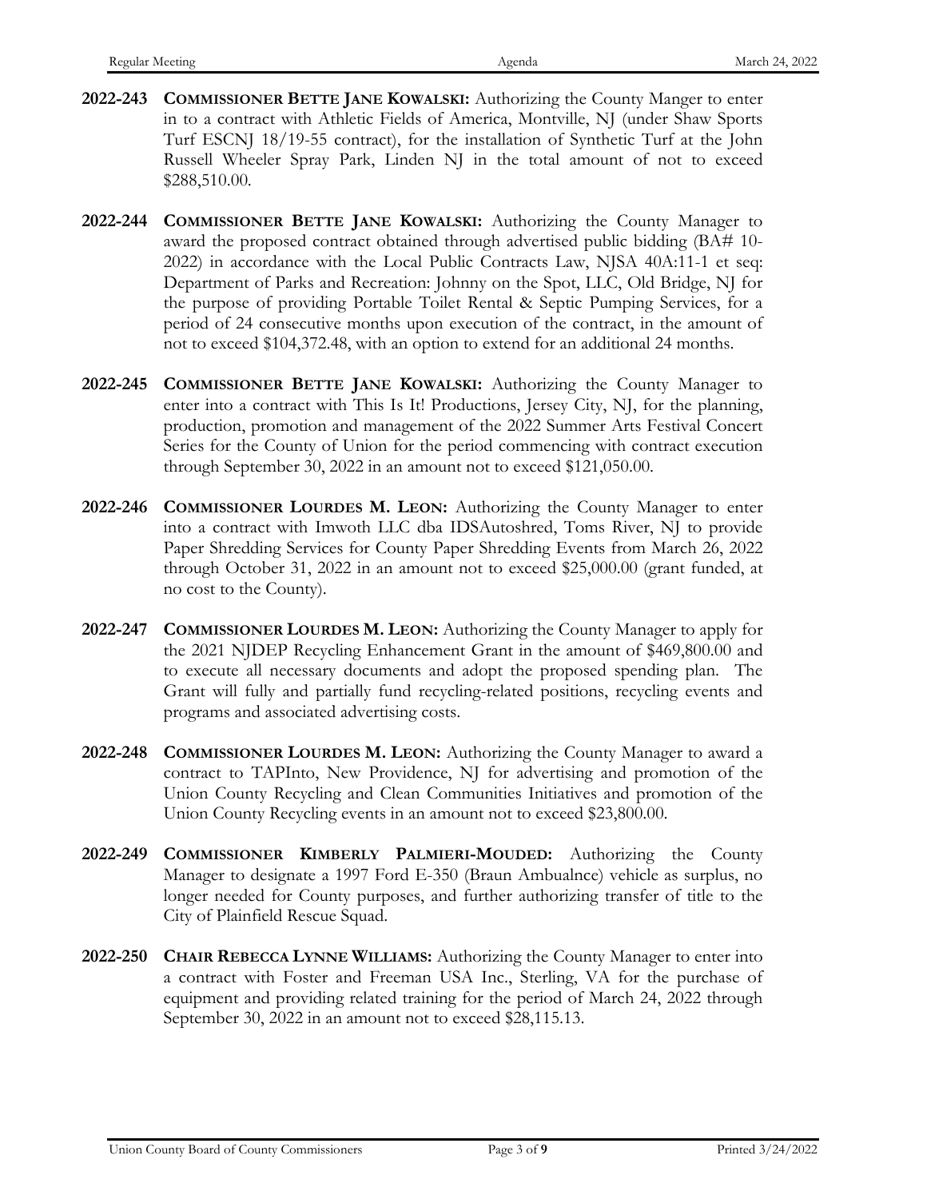**2022-243** **COMMISSIONER BETTE JANE KOWALSKI:** Authorizing the County Manger to enter in to a contract with Athletic Fields of America, Montville, NJ (under Shaw Sports Turf ESCNJ 18/19-55 contract), for the installation of Synthetic Turf at the John Russell Wheeler Spray Park, Linden NJ in the total amount of not to exceed $288,510.00.

**2022-244** **COMMISSIONER BETTE JANE KOWALSKI:** Authorizing the County Manager to award the proposed contract obtained through advertised public bidding (BA# 10-2022) in accordance with the Local Public Contracts Law, NJSA 40A:11-1 et seq: Department of Parks and Recreation: Johnny on the Spot, LLC, Old Bridge, NJ for the purpose of providing Portable Toilet Rental & Septic Pumping Services, for a period of 24 consecutive months upon execution of the contract, in the amount of not to exceed $104,372.48, with an option to extend for an additional 24 months.

**2022-245** **COMMISSIONER BETTE JANE KOWALSKI:** Authorizing the County Manager to enter into a contract with This Is It! Productions, Jersey City, NJ, for the planning, production, promotion and management of the 2022 Summer Arts Festival Concert Series for the County of Union for the period commencing with contract execution through September 30, 2022 in an amount not to exceed $121,050.00.

**2022-246** **COMMISSIONER LOURDES M. LEON:** Authorizing the County Manager to enter into a contract with Imwoth LLC dba IDSAutoshred, Toms River, NJ to provide Paper Shredding Services for County Paper Shredding Events from March 26, 2022 through October 31, 2022 in an amount not to exceed $25,000.00 (grant funded, at no cost to the County).

**2022-247** **COMMISSIONER LOURDES M. LEON:** Authorizing the County Manager to apply for the 2021 NJDEP Recycling Enhancement Grant in the amount of $469,800.00 and to execute all necessary documents and adopt the proposed spending plan. The Grant will fully and partially fund recycling-related positions, recycling events and programs and associated advertising costs.

**2022-248** **COMMISSIONER LOURDES M. LEON:** Authorizing the County Manager to award a contract to TAPInto, New Providence, NJ for advertising and promotion of the Union County Recycling and Clean Communities Initiatives and promotion of the Union County Recycling events in an amount not to exceed $23,800.00.

**2022-249** **COMMISSIONER KIMBERLY PALMIERI-MOUDED:** Authorizing the County Manager to designate a 1997 Ford E-350 (Braun Ambualnce) vehicle as surplus, no longer needed for County purposes, and further authorizing transfer of title to the City of Plainfield Rescue Squad.

**2022-250** **CHAIR REBECCA LYNNE WILLIAMS:** Authorizing the County Manager to enter into a contract with Foster and Freeman USA Inc., Sterling, VA for the purchase of equipment and providing related training for the period of March 24, 2022 through September 30, 2022 in an amount not to exceed $28,115.13.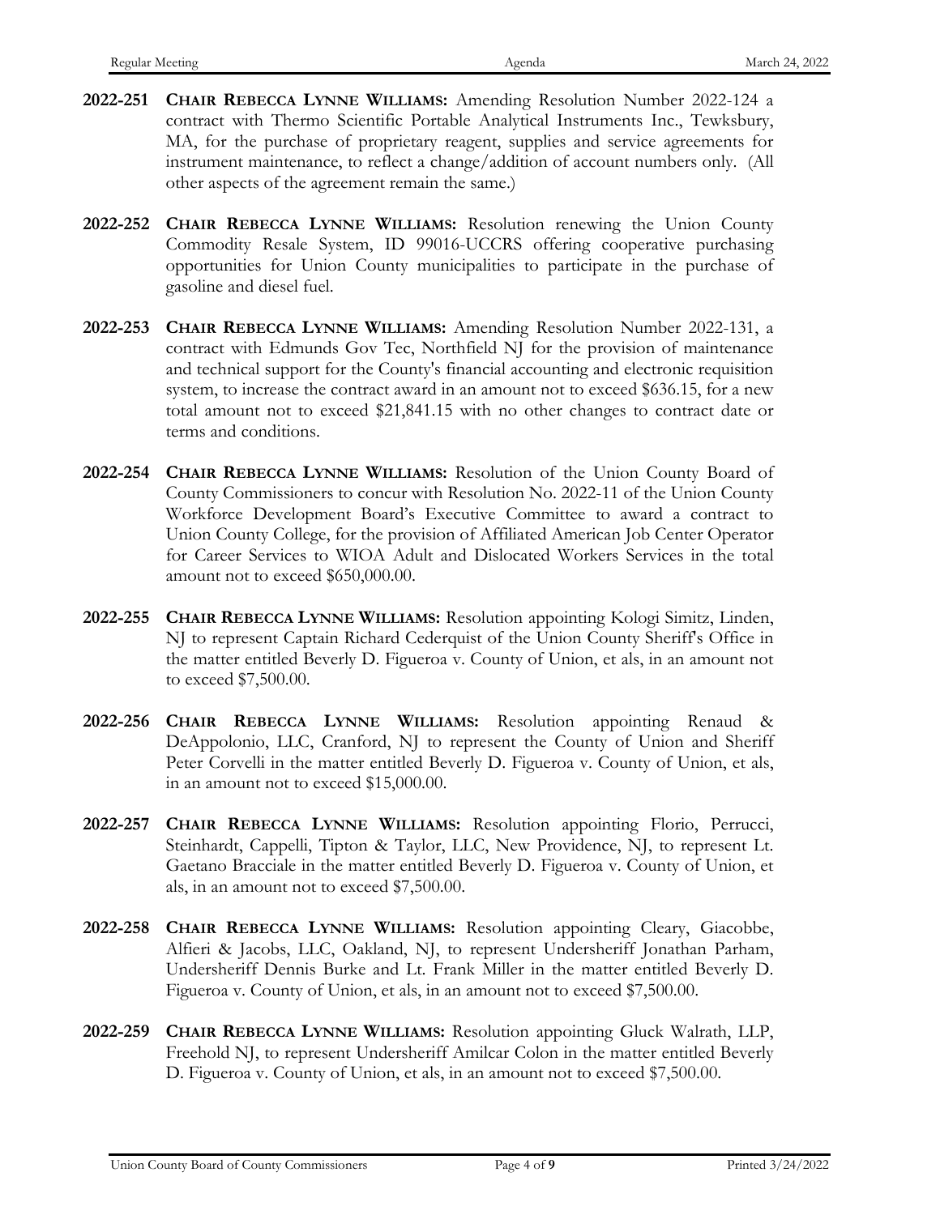**2022-251** **CHAIR REBECCA LYNNE WILLIAMS:** Amending Resolution Number 2022-124 a contract with Thermo Scientific Portable Analytical Instruments Inc., Tewksbury, MA, for the purchase of proprietary reagent, supplies and service agreements for instrument maintenance, to reflect a change/addition of account numbers only. (All other aspects of the agreement remain the same.)

**2022-252** **CHAIR REBECCA LYNNE WILLIAMS:** Resolution renewing the Union County Commodity Resale System, ID 99016-UCCRS offering cooperative purchasing opportunities for Union County municipalities to participate in the purchase of gasoline and diesel fuel.

**2022-253** **CHAIR REBECCA LYNNE WILLIAMS:** Amending Resolution Number 2022-131, a contract with Edmunds Gov Tec, Northfield NJ for the provision of maintenance and technical support for the County's financial accounting and electronic requisition system, to increase the contract award in an amount not to exceed $636.15, for a new total amount not to exceed $21,841.15 with no other changes to contract date or terms and conditions.

**2022-254** **CHAIR REBECCA LYNNE WILLIAMS:** Resolution of the Union County Board of County Commissioners to concur with Resolution No. 2022-11 of the Union County Workforce Development Board's Executive Committee to award a contract to Union County College, for the provision of Affiliated American Job Center Operator for Career Services to WIOA Adult and Dislocated Workers Services in the total amount not to exceed $650,000.00.

**2022-255** **CHAIR REBECCA LYNNE WILLIAMS:** Resolution appointing Kologi Simitz, Linden, NJ to represent Captain Richard Cederquist of the Union County Sheriff's Office in the matter entitled Beverly D. Figueroa v. County of Union, et als, in an amount not to exceed $7,500.00.

**2022-256** **CHAIR REBECCA LYNNE WILLIAMS:** Resolution appointing Renaud & DeAppolonio, LLC, Cranford, NJ to represent the County of Union and Sheriff Peter Corvelli in the matter entitled Beverly D. Figueroa v. County of Union, et als, in an amount not to exceed $15,000.00.

**2022-257** **CHAIR REBECCA LYNNE WILLIAMS:** Resolution appointing Florio, Perrucci, Steinhardt, Cappelli, Tipton & Taylor, LLC, New Providence, NJ, to represent Lt. Gaetano Bracciale in the matter entitled Beverly D. Figueroa v. County of Union, et als, in an amount not to exceed $7,500.00.

**2022-258** **CHAIR REBECCA LYNNE WILLIAMS:** Resolution appointing Cleary, Giacobbe, Alfieri & Jacobs, LLC, Oakland, NJ, to represent Undersheriff Jonathan Parham, Undersheriff Dennis Burke and Lt. Frank Miller in the matter entitled Beverly D. Figueroa v. County of Union, et als, in an amount not to exceed $7,500.00.

**2022-259** **CHAIR REBECCA LYNNE WILLIAMS:** Resolution appointing Gluck Walrath, LLP, Freehold NJ, to represent Undersheriff Amilcar Colon in the matter entitled Beverly D. Figueroa v. County of Union, et als, in an amount not to exceed $7,500.00.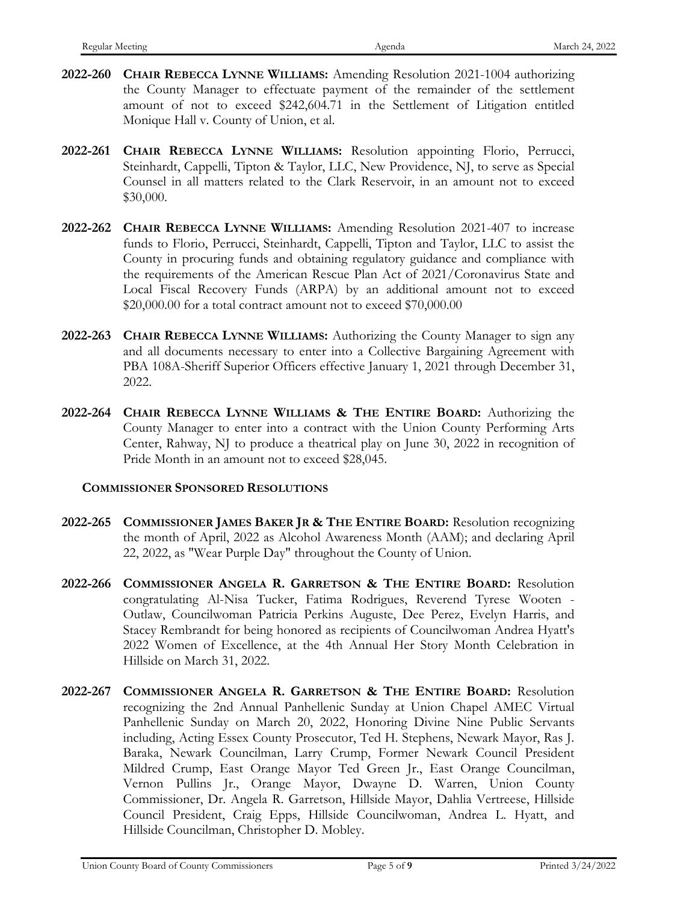**2022-260** **CHAIR REBECCA LYNNE WILLIAMS:** Amending Resolution 2021-1004 authorizing the County Manager to effectuate payment of the remainder of the settlement amount of not to exceed $242,604.71 in the Settlement of Litigation entitled Monique Hall v. County of Union, et al.

**2022-261** **CHAIR REBECCA LYNNE WILLIAMS:** Resolution appointing Florio, Perrucci, Steinhardt, Cappelli, Tipton & Taylor, LLC, New Providence, NJ, to serve as Special Counsel in all matters related to the Clark Reservoir, in an amount not to exceed $30,000.

**2022-262** **CHAIR REBECCA LYNNE WILLIAMS:** Amending Resolution 2021-407 to increase funds to Florio, Perrucci, Steinhardt, Cappelli, Tipton and Taylor, LLC to assist the County in procuring funds and obtaining regulatory guidance and compliance with the requirements of the American Rescue Plan Act of 2021/Coronavirus State and Local Fiscal Recovery Funds (ARPA) by an additional amount not to exceed $20,000.00 for a total contract amount not to exceed $70,000.00

**2022-263** **CHAIR REBECCA LYNNE WILLIAMS:** Authorizing the County Manager to sign any and all documents necessary to enter into a Collective Bargaining Agreement with PBA 108A-Sheriff Superior Officers effective January 1, 2021 through December 31, 2022.

**2022-264** **CHAIR REBECCA LYNNE WILLIAMS & THE ENTIRE BOARD:** Authorizing the County Manager to enter into a contract with the Union County Performing Arts Center, Rahway, NJ to produce a theatrical play on June 30, 2022 in recognition of Pride Month in an amount not to exceed $28,045.

**COMMISSIONER SPONSORED RESOLUTIONS**

**2022-265** **COMMISSIONER JAMES BAKER JR & THE ENTIRE BOARD:** Resolution recognizing the month of April, 2022 as Alcohol Awareness Month (AAM); and declaring April 22, 2022, as "Wear Purple Day" throughout the County of Union.

**2022-266** **COMMISSIONER ANGELA R. GARRETSON & THE ENTIRE BOARD:** Resolution congratulating Al-Nisa Tucker, Fatima Rodrigues, Reverend Tyrese Wooten - Outlaw, Councilwoman Patricia Perkins Auguste, Dee Perez, Evelyn Harris, and Stacey Rembrandt for being honored as recipients of Councilwoman Andrea Hyatt's 2022 Women of Excellence, at the 4th Annual Her Story Month Celebration in Hillside on March 31, 2022.

**2022-267** **COMMISSIONER ANGELA R. GARRETSON & THE ENTIRE BOARD:** Resolution recognizing the 2nd Annual Panhellenic Sunday at Union Chapel AMEC Virtual Panhellenic Sunday on March 20, 2022, Honoring Divine Nine Public Servants including, Acting Essex County Prosecutor, Ted H. Stephens, Newark Mayor, Ras J. Baraka, Newark Councilman, Larry Crump, Former Newark Council President Mildred Crump, East Orange Mayor Ted Green Jr., East Orange Councilman, Vernon Pullins Jr., Orange Mayor, Dwayne D. Warren, Union County Commissioner, Dr. Angela R. Garretson, Hillside Mayor, Dahlia Vertreese, Hillside Council President, Craig Epps, Hillside Councilwoman, Andrea L. Hyatt, and Hillside Councilman, Christopher D. Mobley.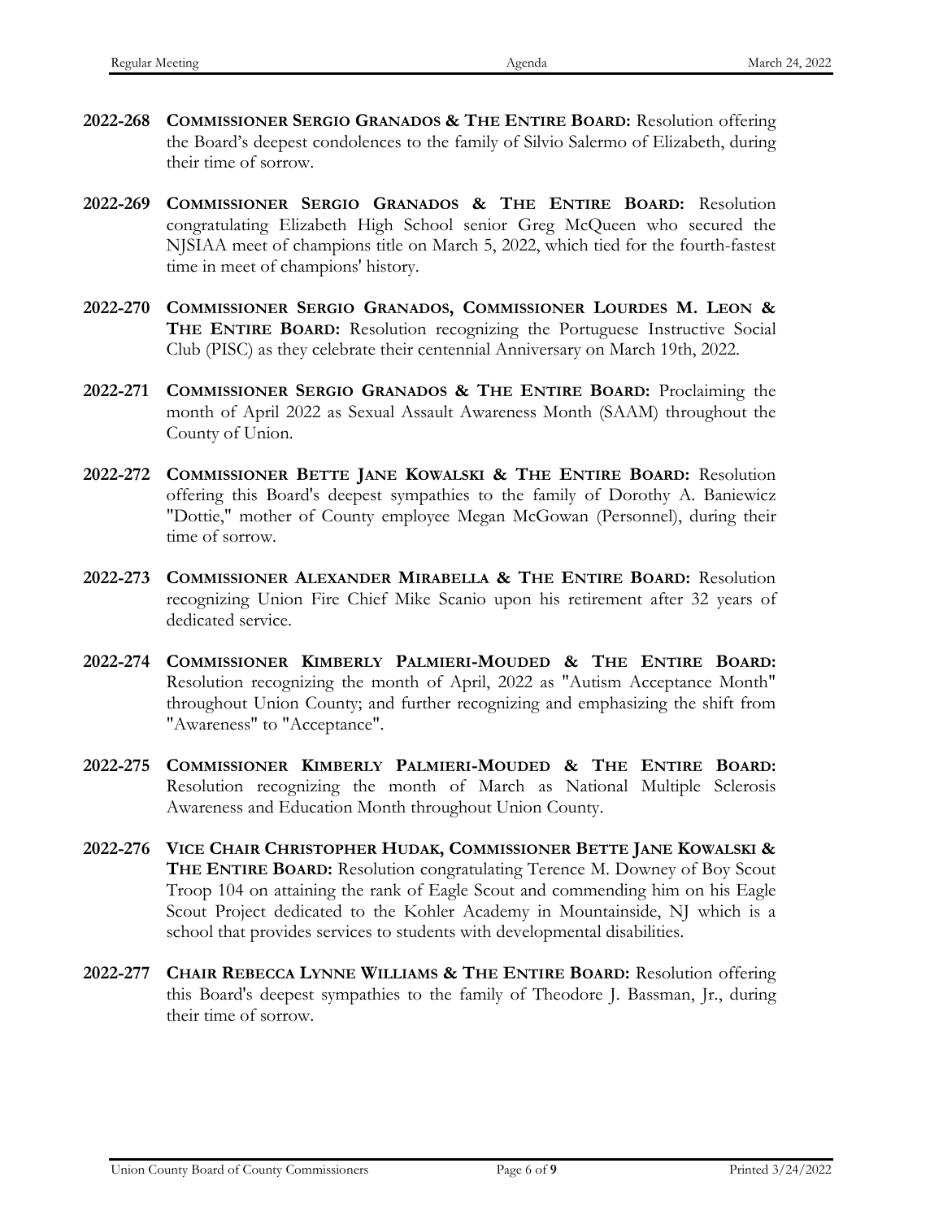**2022-268** **COMMISSIONER SERGIO GRANADOS & THE ENTIRE BOARD:** Resolution offering the Board's deepest condolences to the family of Silvio Salermo of Elizabeth, during their time of sorrow.

**2022-269** **COMMISSIONER SERGIO GRANADOS & THE ENTIRE BOARD:** Resolution congratulating Elizabeth High School senior Greg McQueen who secured the NJSIAA meet of champions title on March 5, 2022, which tied for the fourth-fastest time in meet of champions' history.

**2022-270** **COMMISSIONER SERGIO GRANADOS, COMMISSIONER LOURDES M. LEON & THE ENTIRE BOARD:** Resolution recognizing the Portuguese Instructive Social Club (PISC) as they celebrate their centennial Anniversary on March 19th, 2022.

**2022-271** **COMMISSIONER SERGIO GRANADOS & THE ENTIRE BOARD:** Proclaiming the month of April 2022 as Sexual Assault Awareness Month (SAAM) throughout the County of Union.

**2022-272** **COMMISSIONER BETTE JANE KOWALSKI & THE ENTIRE BOARD:** Resolution offering this Board's deepest sympathies to the family of Dorothy A. Baniewicz "Dottie," mother of County employee Megan McGowan (Personnel), during their time of sorrow.

**2022-273** **COMMISSIONER ALEXANDER MIRABELLA & THE ENTIRE BOARD:** Resolution recognizing Union Fire Chief Mike Scanio upon his retirement after 32 years of dedicated service.

**2022-274** **COMMISSIONER KIMBERLY PALMIERI-MOUDED & THE ENTIRE BOARD:** Resolution recognizing the month of April, 2022 as "Autism Acceptance Month" throughout Union County; and further recognizing and emphasizing the shift from "Awareness" to "Acceptance".

**2022-275** **COMMISSIONER KIMBERLY PALMIERI-MOUDED & THE ENTIRE BOARD:** Resolution recognizing the month of March as National Multiple Sclerosis Awareness and Education Month throughout Union County.

**2022-276** **VICE CHAIR CHRISTOPHER HUDAK, COMMISSIONER BETTE JANE KOWALSKI & THE ENTIRE BOARD:** Resolution congratulating Terence M. Downey of Boy Scout Troop 104 on attaining the rank of Eagle Scout and commending him on his Eagle Scout Project dedicated to the Kohler Academy in Mountainside, NJ which is a school that provides services to students with developmental disabilities.

**2022-277** **CHAIR REBECCA LYNNE WILLIAMS & THE ENTIRE BOARD:** Resolution offering this Board's deepest sympathies to the family of Theodore J. Bassman, Jr., during their time of sorrow.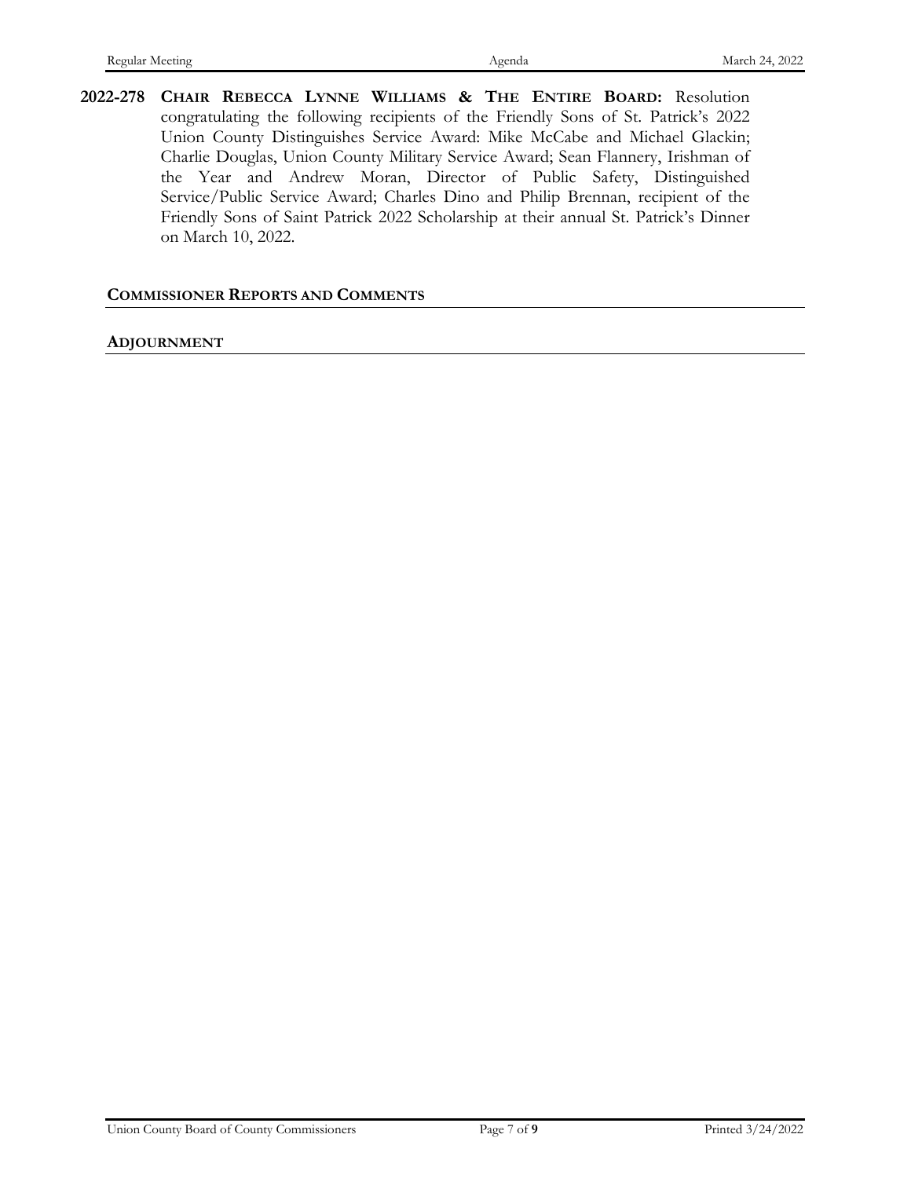**2022-278** **CHAIR REBECCA LYNNE WILLIAMS & THE ENTIRE BOARD:** Resolution congratulating the following recipients of the Friendly Sons of St. Patrick's 2022 Union County Distinguishes Service Award: Mike McCabe and Michael Glackin; Charlie Douglas, Union County Military Service Award; Sean Flannery, Irishman of the Year and Andrew Moran, Director of Public Safety, Distinguished Service/Public Service Award; Charles Dino and Philip Brennan, recipient of the Friendly Sons of Saint Patrick 2022 Scholarship at their annual St. Patrick's Dinner on March 10, 2022.

## COMMISSIONER REPORTS AND COMMENTS

## ADJOURNMENT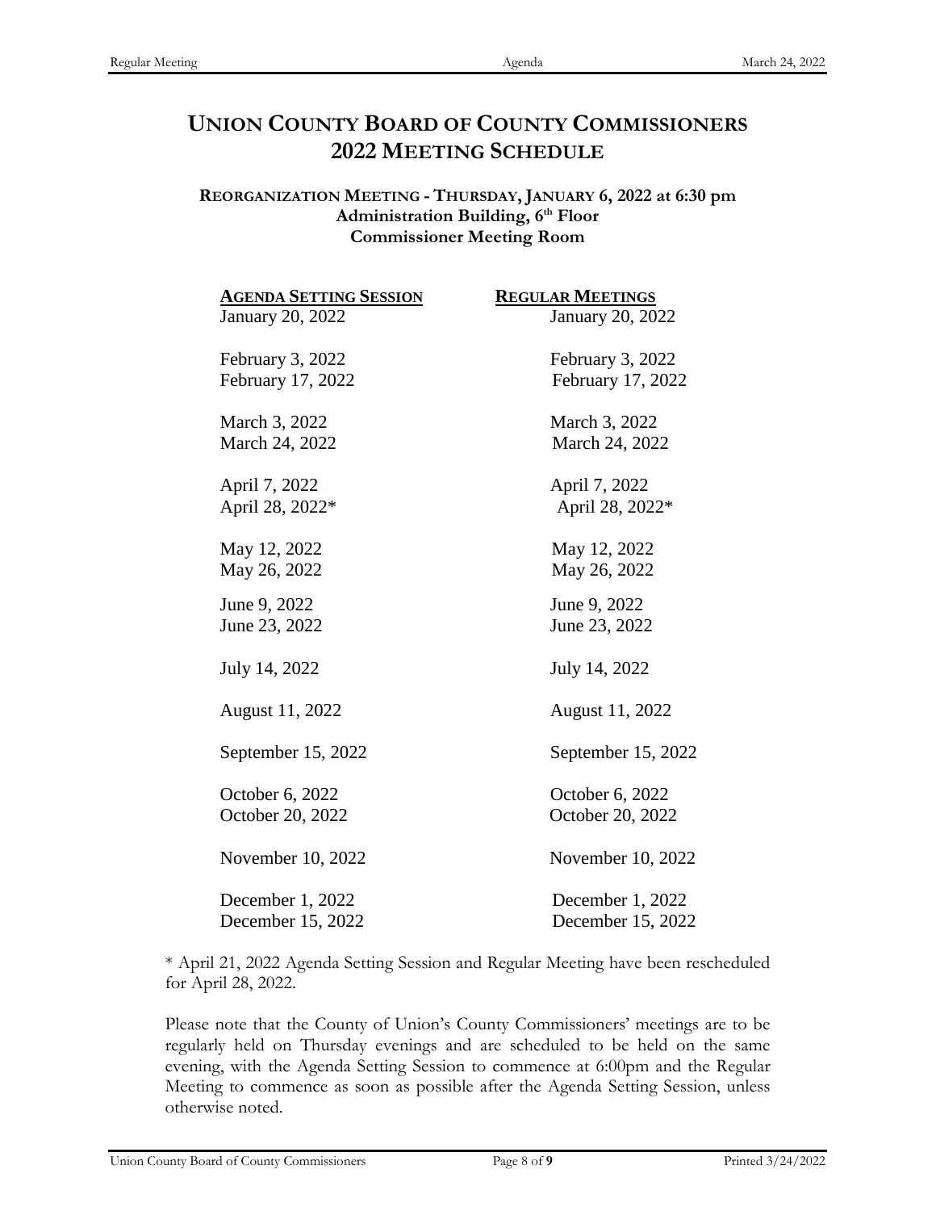# UNION COUNTY BOARD OF COUNTY COMMISSIONERS
# 2022 MEETING SCHEDULE

**REORGANIZATION MEETING - THURSDAY, JANUARY 6, 2022 at 6:30 pm**
**Administration Building, 6th Floor**
**Commissioner Meeting Room**

| **AGENDA SETTING SESSION** | **REGULAR MEETINGS** |
|---|---|
| January 20, 2022 | January 20, 2022 |
| February 3, 2022 | February 3, 2022 |
| February 17, 2022 | February 17, 2022 |
| March 3, 2022 | March 3, 2022 |
| March 24, 2022 | March 24, 2022 |
| April 7, 2022 | April 7, 2022 |
| April 28, 2022* | April 28, 2022* |
| May 12, 2022 | May 12, 2022 |
| May 26, 2022 | May 26, 2022 |
| June 9, 2022 | June 9, 2022 |
| June 23, 2022 | June 23, 2022 |
| July 14, 2022 | July 14, 2022 |
| August 11, 2022 | August 11, 2022 |
| September 15, 2022 | September 15, 2022 |
| October 6, 2022 | October 6, 2022 |
| October 20, 2022 | October 20, 2022 |
| November 10, 2022 | November 10, 2022 |
| December 1, 2022 | December 1, 2022 |
| December 15, 2022 | December 15, 2022 |

* April 21, 2022 Agenda Setting Session and Regular Meeting have been rescheduled for April 28, 2022.

Please note that the County of Union's County Commissioners' meetings are to be regularly held on Thursday evenings and are scheduled to be held on the same evening, with the Agenda Setting Session to commence at 6:00pm and the Regular Meeting to commence as soon as possible after the Agenda Setting Session, unless otherwise noted.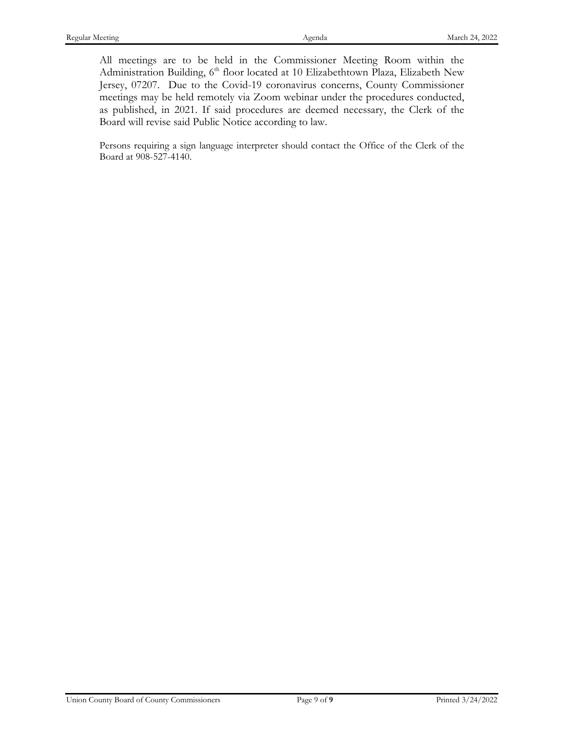All meetings are to be held in the Commissioner Meeting Room within the Administration Building, 6th floor located at 10 Elizabethtown Plaza, Elizabeth New Jersey, 07207. Due to the Covid-19 coronavirus concerns, County Commissioner meetings may be held remotely via Zoom webinar under the procedures conducted, as published, in 2021. If said procedures are deemed necessary, the Clerk of the Board will revise said Public Notice according to law.

Persons requiring a sign language interpreter should contact the Office of the Clerk of the Board at 908-527-4140.